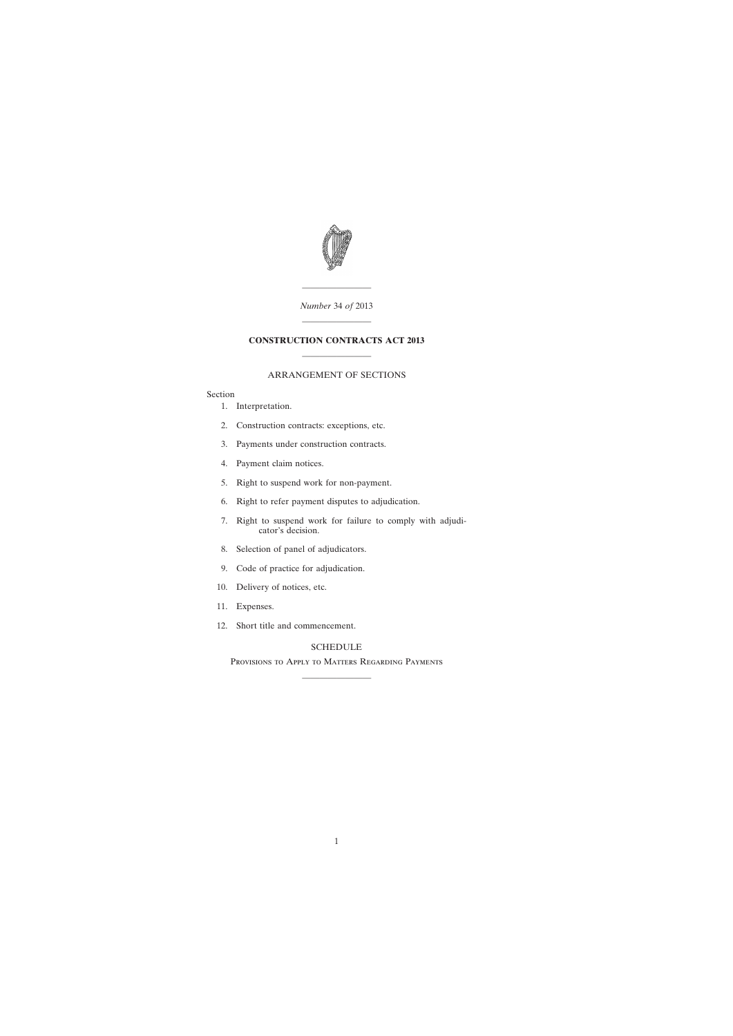*Number* 34 *of* 2013

# CONSTRUCTION CONTRACTS ACT 2013

## ARRANGEMENT OF SECTIONS

Section

1. Interpretation.
2. Construction contracts: exceptions, etc.
3. Payments under construction contracts.
4. Payment claim notices.
5. Right to suspend work for non-payment.
6. Right to refer payment disputes to adjudication.
7. Right to suspend work for failure to comply with adjudicator's decision.
8. Selection of panel of adjudicators.
9. Code of practice for adjudication.
10. Delivery of notices, etc.
11. Expenses.
12. Short title and commencement.

SCHEDULE

Provisions to Apply to Matters Regarding Payments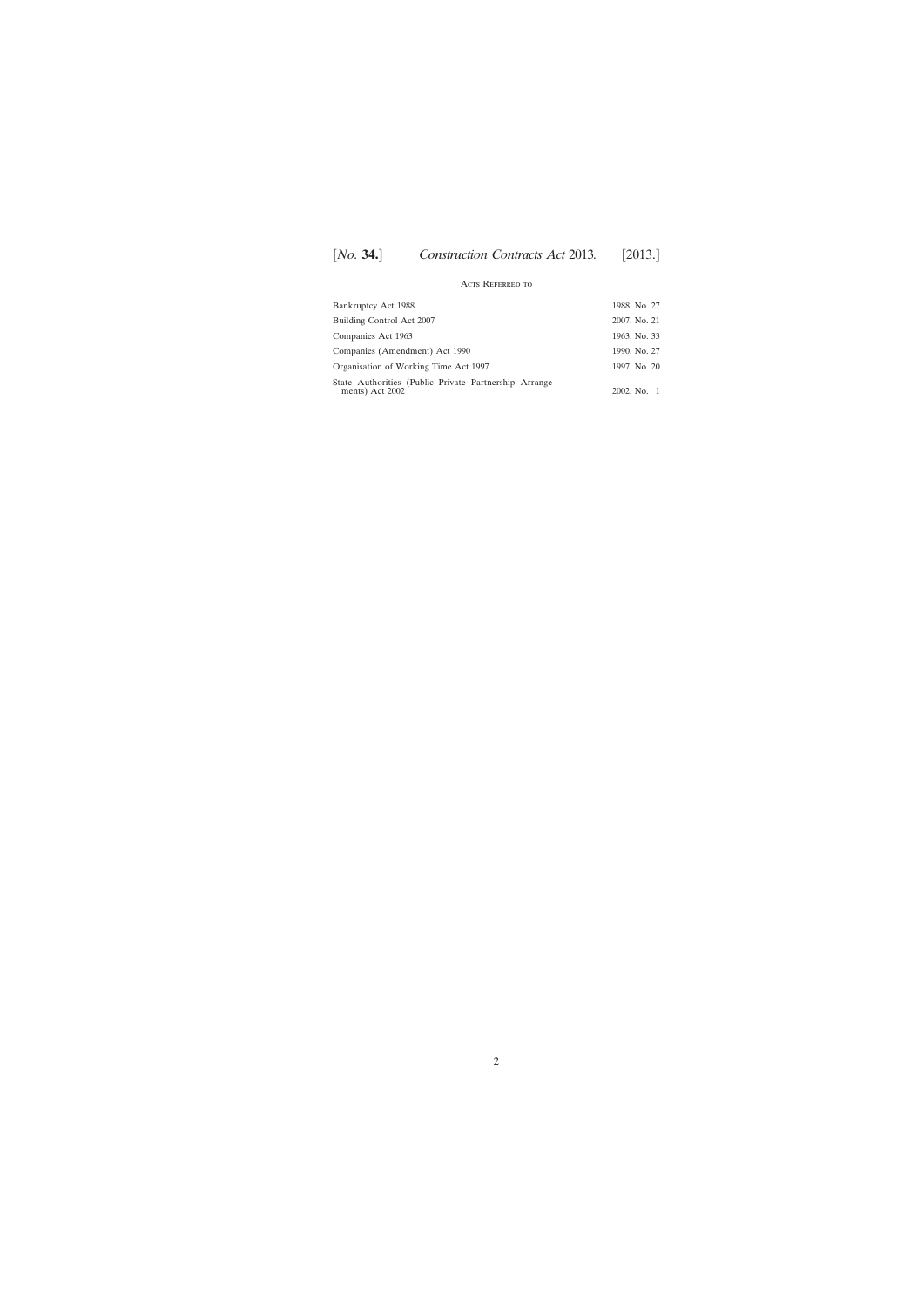## Acts Referred to

| | |
|---|---|
| Bankruptcy Act 1988 | 1988, No. 27 |
| Building Control Act 2007 | 2007, No. 21 |
| Companies Act 1963 | 1963, No. 33 |
| Companies (Amendment) Act 1990 | 1990, No. 27 |
| Organisation of Working Time Act 1997 | 1997, No. 20 |
| State Authorities (Public Private Partnership Arrangements) Act 2002 | 2002, No. 1 |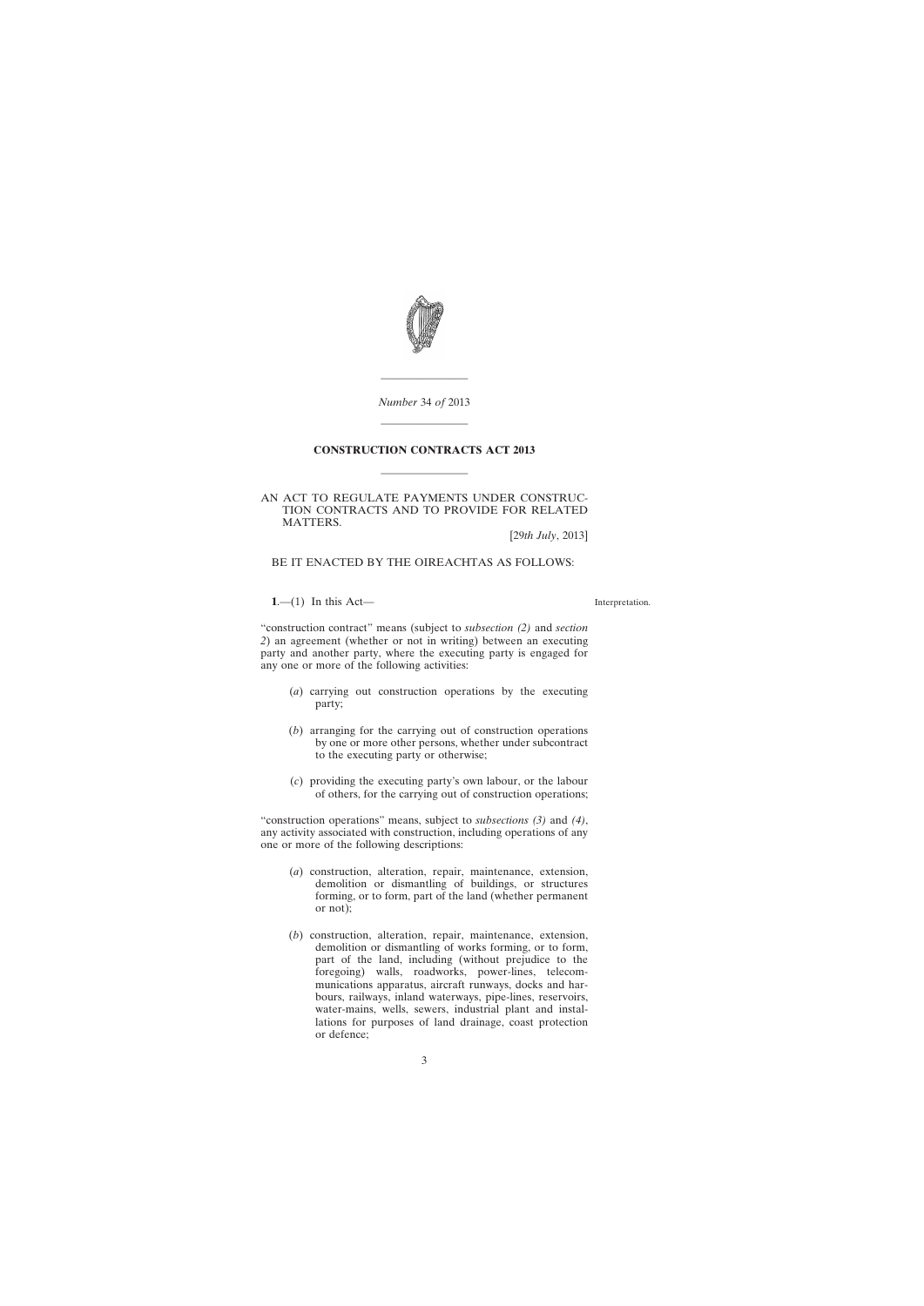*Number* 34 *of* 2013

# CONSTRUCTION CONTRACTS ACT 2013

AN ACT TO REGULATE PAYMENTS UNDER CONSTRUCTION CONTRACTS AND TO PROVIDE FOR RELATED MATTERS.

[29*th July*, 2013]

BE IT ENACTED BY THE OIREACHTAS AS FOLLOWS:

Interpretation.

**1**.—(1) In this Act—

"construction contract" means (subject to *subsection (2)* and *section 2*) an agreement (whether or not in writing) between an executing party and another party, where the executing party is engaged for any one or more of the following activities:

(*a*) carrying out construction operations by the executing party;

(*b*) arranging for the carrying out of construction operations by one or more other persons, whether under subcontract to the executing party or otherwise;

(*c*) providing the executing party's own labour, or the labour of others, for the carrying out of construction operations;

"construction operations" means, subject to *subsections (3)* and *(4)*, any activity associated with construction, including operations of any one or more of the following descriptions:

(*a*) construction, alteration, repair, maintenance, extension, demolition or dismantling of buildings, or structures forming, or to form, part of the land (whether permanent or not);

(*b*) construction, alteration, repair, maintenance, extension, demolition or dismantling of works forming, or to form, part of the land, including (without prejudice to the foregoing) walls, roadworks, power-lines, telecommunications apparatus, aircraft runways, docks and harbours, railways, inland waterways, pipe-lines, reservoirs, water-mains, wells, sewers, industrial plant and installations for purposes of land drainage, coast protection or defence;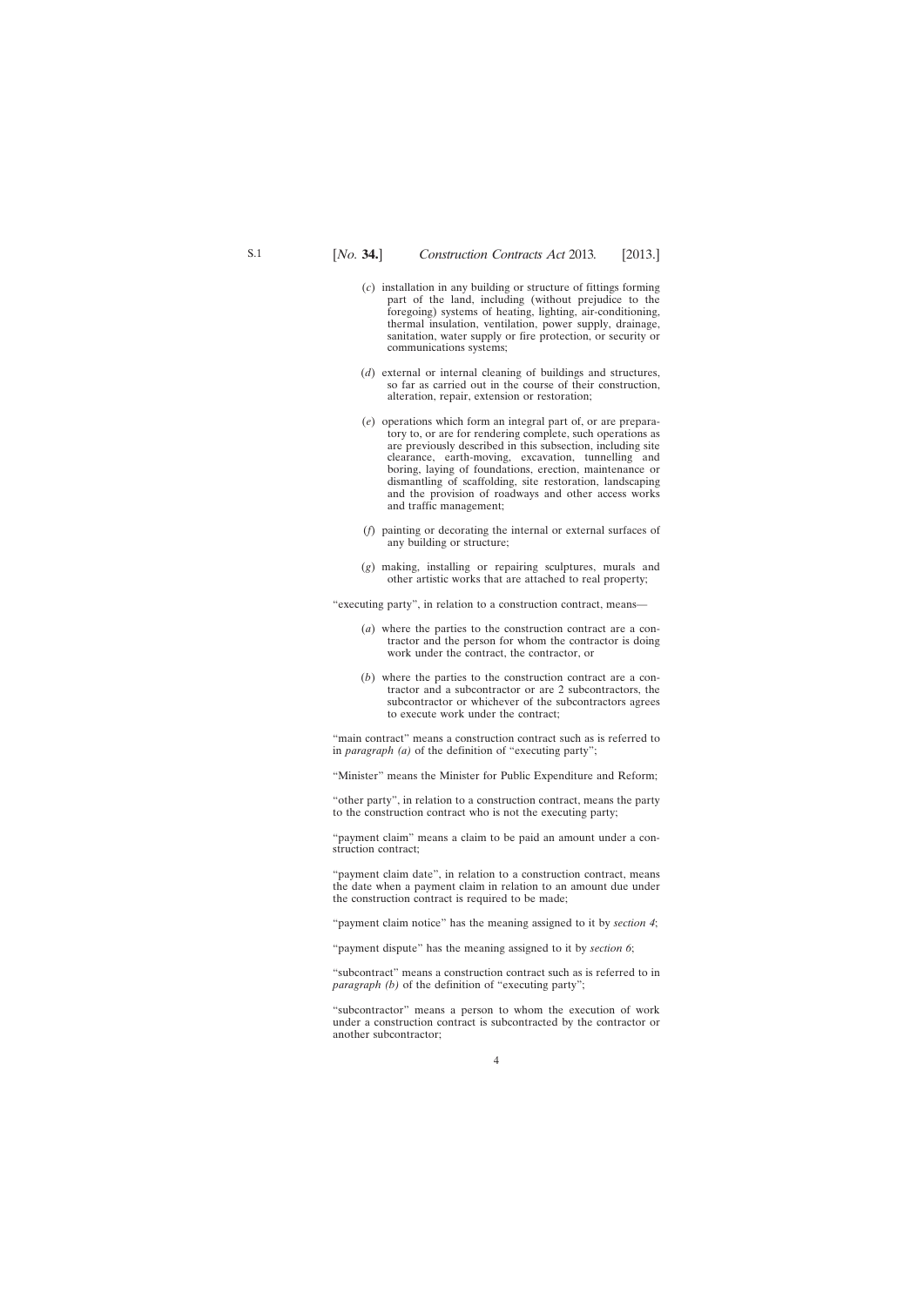(*c*) installation in any building or structure of fittings forming part of the land, including (without prejudice to the foregoing) systems of heating, lighting, air-conditioning, thermal insulation, ventilation, power supply, drainage, sanitation, water supply or fire protection, or security or communications systems;

(*d*) external or internal cleaning of buildings and structures, so far as carried out in the course of their construction, alteration, repair, extension or restoration;

(*e*) operations which form an integral part of, or are preparatory to, or are for rendering complete, such operations as are previously described in this subsection, including site clearance, earth-moving, excavation, tunnelling and boring, laying of foundations, erection, maintenance or dismantling of scaffolding, site restoration, landscaping and the provision of roadways and other access works and traffic management;

(*f*) painting or decorating the internal or external surfaces of any building or structure;

(*g*) making, installing or repairing sculptures, murals and other artistic works that are attached to real property;

"executing party", in relation to a construction contract, means—

(*a*) where the parties to the construction contract are a contractor and the person for whom the contractor is doing work under the contract, the contractor, or

(*b*) where the parties to the construction contract are a contractor and a subcontractor or are 2 subcontractors, the subcontractor or whichever of the subcontractors agrees to execute work under the contract;

"main contract" means a construction contract such as is referred to in *paragraph (a)* of the definition of "executing party";

"Minister" means the Minister for Public Expenditure and Reform;

"other party", in relation to a construction contract, means the party to the construction contract who is not the executing party;

"payment claim" means a claim to be paid an amount under a construction contract;

"payment claim date", in relation to a construction contract, means the date when a payment claim in relation to an amount due under the construction contract is required to be made;

"payment claim notice" has the meaning assigned to it by *section 4*;

"payment dispute" has the meaning assigned to it by *section 6*;

"subcontract" means a construction contract such as is referred to in *paragraph (b)* of the definition of "executing party";

"subcontractor" means a person to whom the execution of work under a construction contract is subcontracted by the contractor or another subcontractor;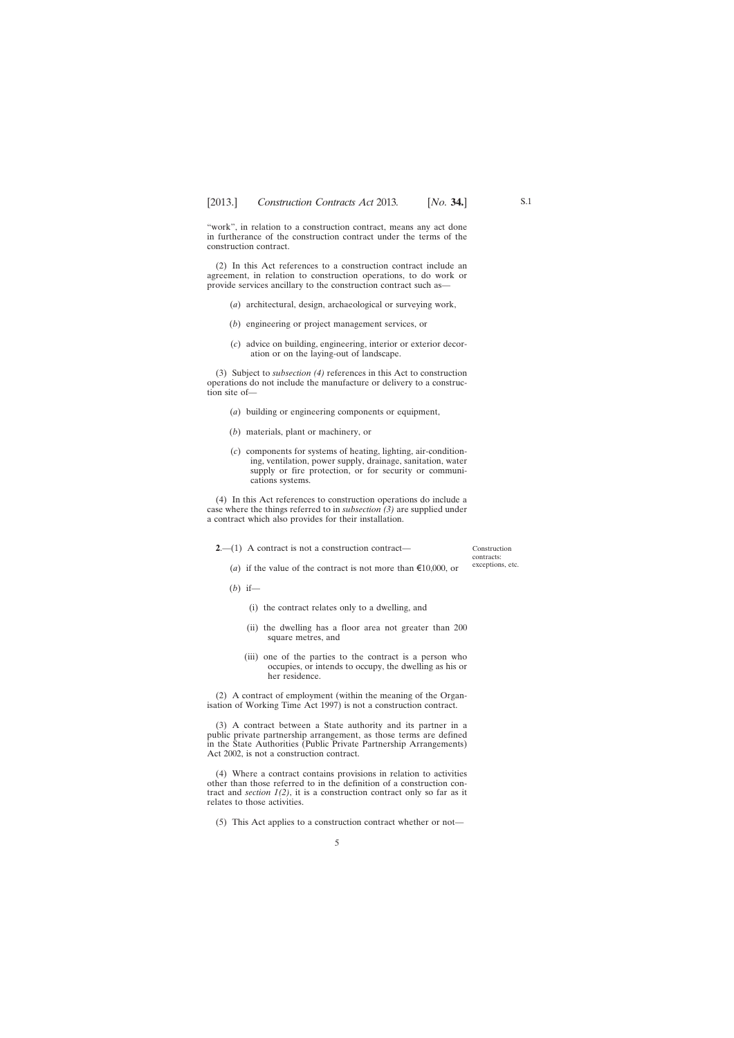"work", in relation to a construction contract, means any act done in furtherance of the construction contract under the terms of the construction contract.

(2) In this Act references to a construction contract include an agreement, in relation to construction operations, to do work or provide services ancillary to the construction contract such as—

(*a*) architectural, design, archaeological or surveying work,

(*b*) engineering or project management services, or

(*c*) advice on building, engineering, interior or exterior decoration or on the laying-out of landscape.

(3) Subject to *subsection (4)* references in this Act to construction operations do not include the manufacture or delivery to a construction site of—

(*a*) building or engineering components or equipment,

(*b*) materials, plant or machinery, or

(*c*) components for systems of heating, lighting, air-conditioning, ventilation, power supply, drainage, sanitation, water supply or fire protection, or for security or communications systems.

(4) In this Act references to construction operations do include a case where the things referred to in *subsection (3)* are supplied under a contract which also provides for their installation.

Construction contracts: exceptions, etc.

**2**.—(1) A contract is not a construction contract—

(*a*) if the value of the contract is not more than €10,000, or

(*b*) if—

(i) the contract relates only to a dwelling, and

(ii) the dwelling has a floor area not greater than 200 square metres, and

(iii) one of the parties to the contract is a person who occupies, or intends to occupy, the dwelling as his or her residence.

(2) A contract of employment (within the meaning of the Organisation of Working Time Act 1997) is not a construction contract.

(3) A contract between a State authority and its partner in a public private partnership arrangement, as those terms are defined in the State Authorities (Public Private Partnership Arrangements) Act 2002, is not a construction contract.

(4) Where a contract contains provisions in relation to activities other than those referred to in the definition of a construction contract and *section 1(2)*, it is a construction contract only so far as it relates to those activities.

(5) This Act applies to a construction contract whether or not—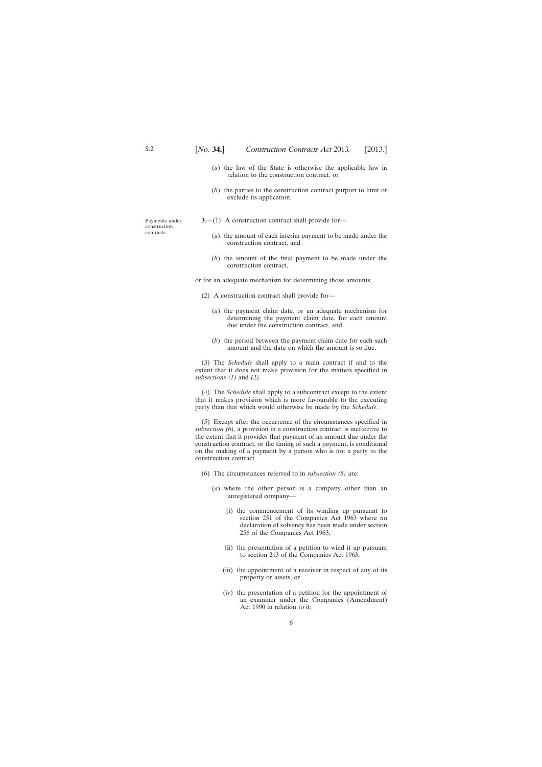(*a*) the law of the State is otherwise the applicable law in relation to the construction contract, or

(*b*) the parties to the construction contract purport to limit or exclude its application.

Payments under construction contracts.

**3**.—(1) A construction contract shall provide for—

(*a*) the amount of each interim payment to be made under the construction contract, and

(*b*) the amount of the final payment to be made under the construction contract,

or for an adequate mechanism for determining those amounts.

(2) A construction contract shall provide for—

(*a*) the payment claim date, or an adequate mechanism for determining the payment claim date, for each amount due under the construction contract, and

(*b*) the period between the payment claim date for each such amount and the date on which the amount is so due.

(3) The *Schedule* shall apply to a main contract if and to the extent that it does not make provision for the matters specified in *subsections (1)* and *(2)*.

(4) The *Schedule* shall apply to a subcontract except to the extent that it makes provision which is more favourable to the executing party than that which would otherwise be made by the *Schedule*.

(5) Except after the occurrence of the circumstances specified in *subsection (6)*, a provision in a construction contract is ineffective to the extent that it provides that payment of an amount due under the construction contract, or the timing of such a payment, is conditional on the making of a payment by a person who is not a party to the construction contract.

(6) The circumstances referred to in *subsection (5)* are:

(*a*) where the other person is a company other than an unregistered company—

(i) the commencement of its winding up pursuant to section 251 of the Companies Act 1963 where no declaration of solvency has been made under section 256 of the Companies Act 1963,

(ii) the presentation of a petition to wind it up pursuant to section 213 of the Companies Act 1963,

(iii) the appointment of a receiver in respect of any of its property or assets, or

(iv) the presentation of a petition for the appointment of an examiner under the Companies (Amendment) Act 1990 in relation to it;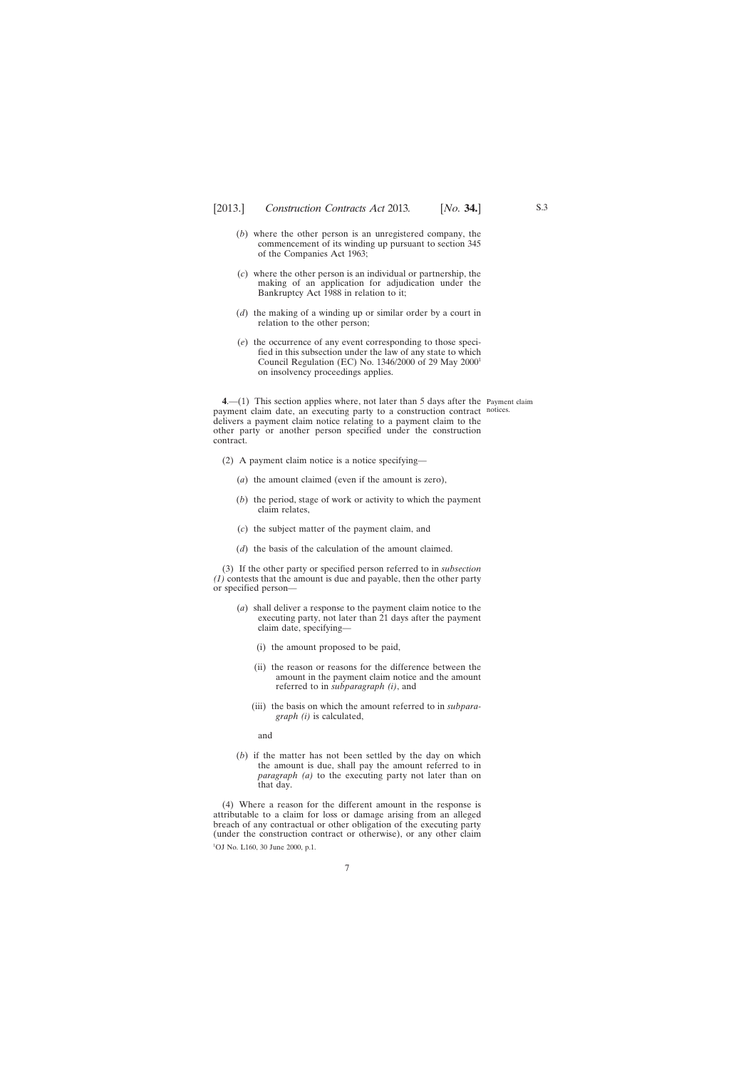(*b*) where the other person is an unregistered company, the commencement of its winding up pursuant to section 345 of the Companies Act 1963;

(*c*) where the other person is an individual or partnership, the making of an application for adjudication under the Bankruptcy Act 1988 in relation to it;

(*d*) the making of a winding up or similar order by a court in relation to the other person;

(*e*) the occurrence of any event corresponding to those specified in this subsection under the law of any state to which Council Regulation (EC) No. 1346/2000 of 29 May 2000[1] on insolvency proceedings applies.

Payment claim notices.

**4**.—(1) This section applies where, not later than 5 days after the payment claim date, an executing party to a construction contract delivers a payment claim notice relating to a payment claim to the other party or another person specified under the construction contract.

(2) A payment claim notice is a notice specifying—

(*a*) the amount claimed (even if the amount is zero),

(*b*) the period, stage of work or activity to which the payment claim relates,

(*c*) the subject matter of the payment claim, and

(*d*) the basis of the calculation of the amount claimed.

(3) If the other party or specified person referred to in *subsection (1)* contests that the amount is due and payable, then the other party or specified person—

(*a*) shall deliver a response to the payment claim notice to the executing party, not later than 21 days after the payment claim date, specifying—

(i) the amount proposed to be paid,

(ii) the reason or reasons for the difference between the amount in the payment claim notice and the amount referred to in *subparagraph (i)*, and

(iii) the basis on which the amount referred to in *subparagraph (i)* is calculated,

and

(*b*) if the matter has not been settled by the day on which the amount is due, shall pay the amount referred to in *paragraph (a)* to the executing party not later than on that day.

(4) Where a reason for the different amount in the response is attributable to a claim for loss or damage arising from an alleged breach of any contractual or other obligation of the executing party (under the construction contract or otherwise), or any other claim

[1]OJ No. L160, 30 June 2000, p.1.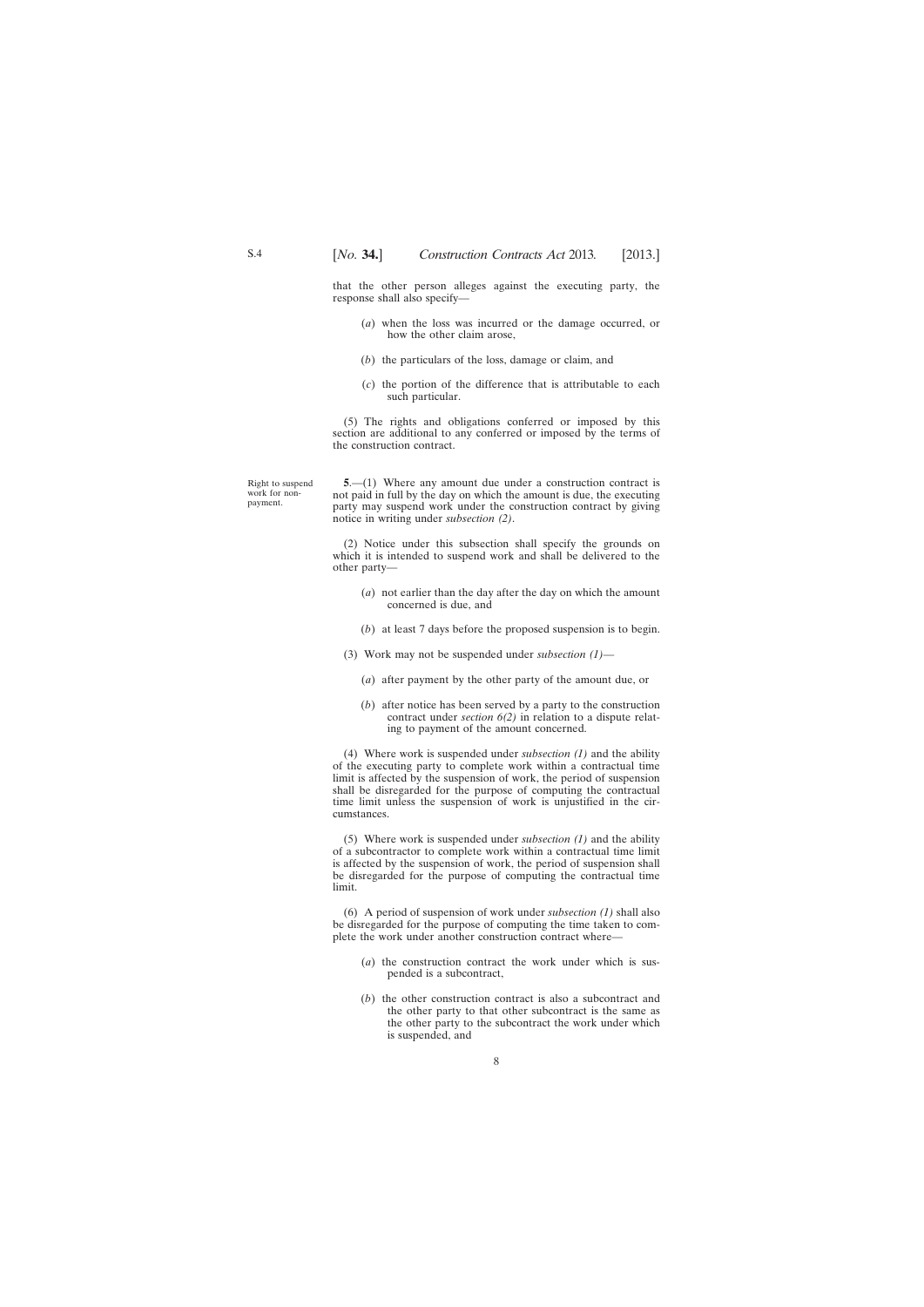that the other person alleges against the executing party, the response shall also specify—

(*a*) when the loss was incurred or the damage occurred, or how the other claim arose,

(*b*) the particulars of the loss, damage or claim, and

(*c*) the portion of the difference that is attributable to each such particular.

(5) The rights and obligations conferred or imposed by this section are additional to any conferred or imposed by the terms of the construction contract.

Right to suspend work for non-payment.

**5**.—(1) Where any amount due under a construction contract is not paid in full by the day on which the amount is due, the executing party may suspend work under the construction contract by giving notice in writing under *subsection (2)*.

(2) Notice under this subsection shall specify the grounds on which it is intended to suspend work and shall be delivered to the other party—

(*a*) not earlier than the day after the day on which the amount concerned is due, and

(*b*) at least 7 days before the proposed suspension is to begin.

(3) Work may not be suspended under *subsection (1)*—

(*a*) after payment by the other party of the amount due, or

(*b*) after notice has been served by a party to the construction contract under *section 6(2)* in relation to a dispute relating to payment of the amount concerned.

(4) Where work is suspended under *subsection (1)* and the ability of the executing party to complete work within a contractual time limit is affected by the suspension of work, the period of suspension shall be disregarded for the purpose of computing the contractual time limit unless the suspension of work is unjustified in the circumstances.

(5) Where work is suspended under *subsection (1)* and the ability of a subcontractor to complete work within a contractual time limit is affected by the suspension of work, the period of suspension shall be disregarded for the purpose of computing the contractual time limit.

(6) A period of suspension of work under *subsection (1)* shall also be disregarded for the purpose of computing the time taken to complete the work under another construction contract where—

(*a*) the construction contract the work under which is suspended is a subcontract,

(*b*) the other construction contract is also a subcontract and the other party to that other subcontract is the same as the other party to the subcontract the work under which is suspended, and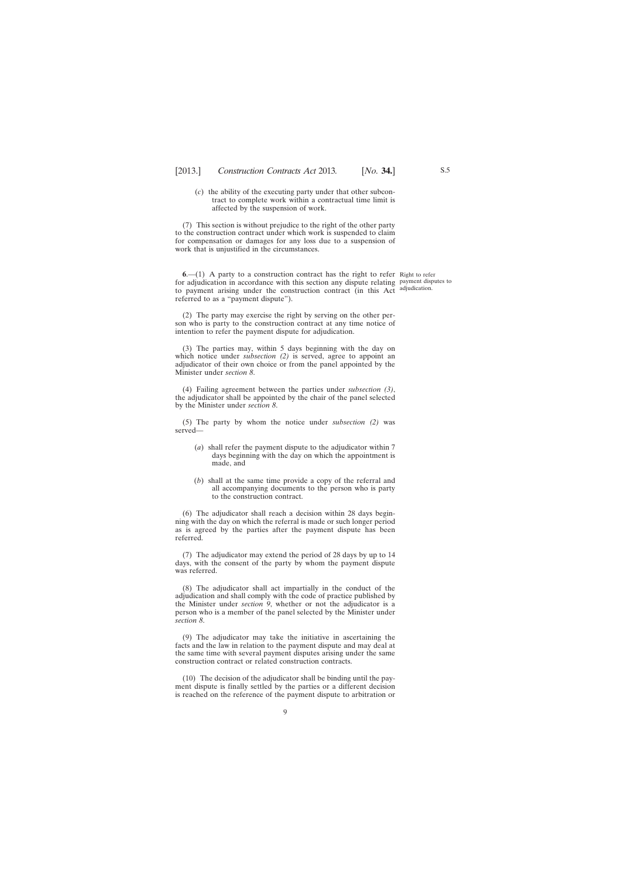(*c*) the ability of the executing party under that other subcontract to complete work within a contractual time limit is affected by the suspension of work.

(7) This section is without prejudice to the right of the other party to the construction contract under which work is suspended to claim for compensation or damages for any loss due to a suspension of work that is unjustified in the circumstances.

**6**.—(1) A party to a construction contract has the right to refer for adjudication in accordance with this section any dispute relating to payment arising under the construction contract (in this Act referred to as a "payment dispute").

Right to refer payment disputes to adjudication.

(2) The party may exercise the right by serving on the other person who is party to the construction contract at any time notice of intention to refer the payment dispute for adjudication.

(3) The parties may, within 5 days beginning with the day on which notice under *subsection (2)* is served, agree to appoint an adjudicator of their own choice or from the panel appointed by the Minister under *section 8*.

(4) Failing agreement between the parties under *subsection (3)*, the adjudicator shall be appointed by the chair of the panel selected by the Minister under *section 8*.

(5) The party by whom the notice under *subsection (2)* was served—

(*a*) shall refer the payment dispute to the adjudicator within 7 days beginning with the day on which the appointment is made, and

(*b*) shall at the same time provide a copy of the referral and all accompanying documents to the person who is party to the construction contract.

(6) The adjudicator shall reach a decision within 28 days beginning with the day on which the referral is made or such longer period as is agreed by the parties after the payment dispute has been referred.

(7) The adjudicator may extend the period of 28 days by up to 14 days, with the consent of the party by whom the payment dispute was referred.

(8) The adjudicator shall act impartially in the conduct of the adjudication and shall comply with the code of practice published by the Minister under *section 9*, whether or not the adjudicator is a person who is a member of the panel selected by the Minister under *section 8*.

(9) The adjudicator may take the initiative in ascertaining the facts and the law in relation to the payment dispute and may deal at the same time with several payment disputes arising under the same construction contract or related construction contracts.

(10) The decision of the adjudicator shall be binding until the payment dispute is finally settled by the parties or a different decision is reached on the reference of the payment dispute to arbitration or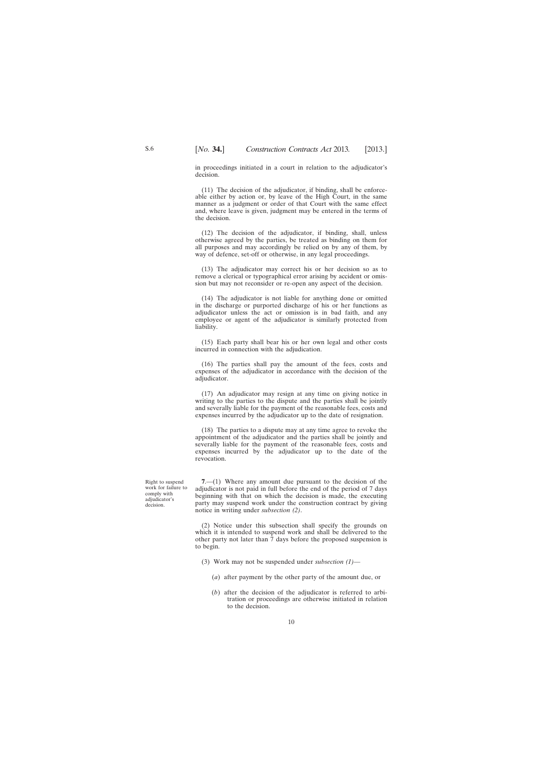in proceedings initiated in a court in relation to the adjudicator's decision.

(11) The decision of the adjudicator, if binding, shall be enforceable either by action or, by leave of the High Court, in the same manner as a judgment or order of that Court with the same effect and, where leave is given, judgment may be entered in the terms of the decision.

(12) The decision of the adjudicator, if binding, shall, unless otherwise agreed by the parties, be treated as binding on them for all purposes and may accordingly be relied on by any of them, by way of defence, set-off or otherwise, in any legal proceedings.

(13) The adjudicator may correct his or her decision so as to remove a clerical or typographical error arising by accident or omission but may not reconsider or re-open any aspect of the decision.

(14) The adjudicator is not liable for anything done or omitted in the discharge or purported discharge of his or her functions as adjudicator unless the act or omission is in bad faith, and any employee or agent of the adjudicator is similarly protected from liability.

(15) Each party shall bear his or her own legal and other costs incurred in connection with the adjudication.

(16) The parties shall pay the amount of the fees, costs and expenses of the adjudicator in accordance with the decision of the adjudicator.

(17) An adjudicator may resign at any time on giving notice in writing to the parties to the dispute and the parties shall be jointly and severally liable for the payment of the reasonable fees, costs and expenses incurred by the adjudicator up to the date of resignation.

(18) The parties to a dispute may at any time agree to revoke the appointment of the adjudicator and the parties shall be jointly and severally liable for the payment of the reasonable fees, costs and expenses incurred by the adjudicator up to the date of the revocation.

Right to suspend work for failure to comply with adjudicator's decision.

**7**.—(1) Where any amount due pursuant to the decision of the adjudicator is not paid in full before the end of the period of 7 days beginning with that on which the decision is made, the executing party may suspend work under the construction contract by giving notice in writing under *subsection (2)*.

(2) Notice under this subsection shall specify the grounds on which it is intended to suspend work and shall be delivered to the other party not later than 7 days before the proposed suspension is to begin.

(3) Work may not be suspended under *subsection (1)*—

(*a*) after payment by the other party of the amount due, or

(*b*) after the decision of the adjudicator is referred to arbitration or proceedings are otherwise initiated in relation to the decision.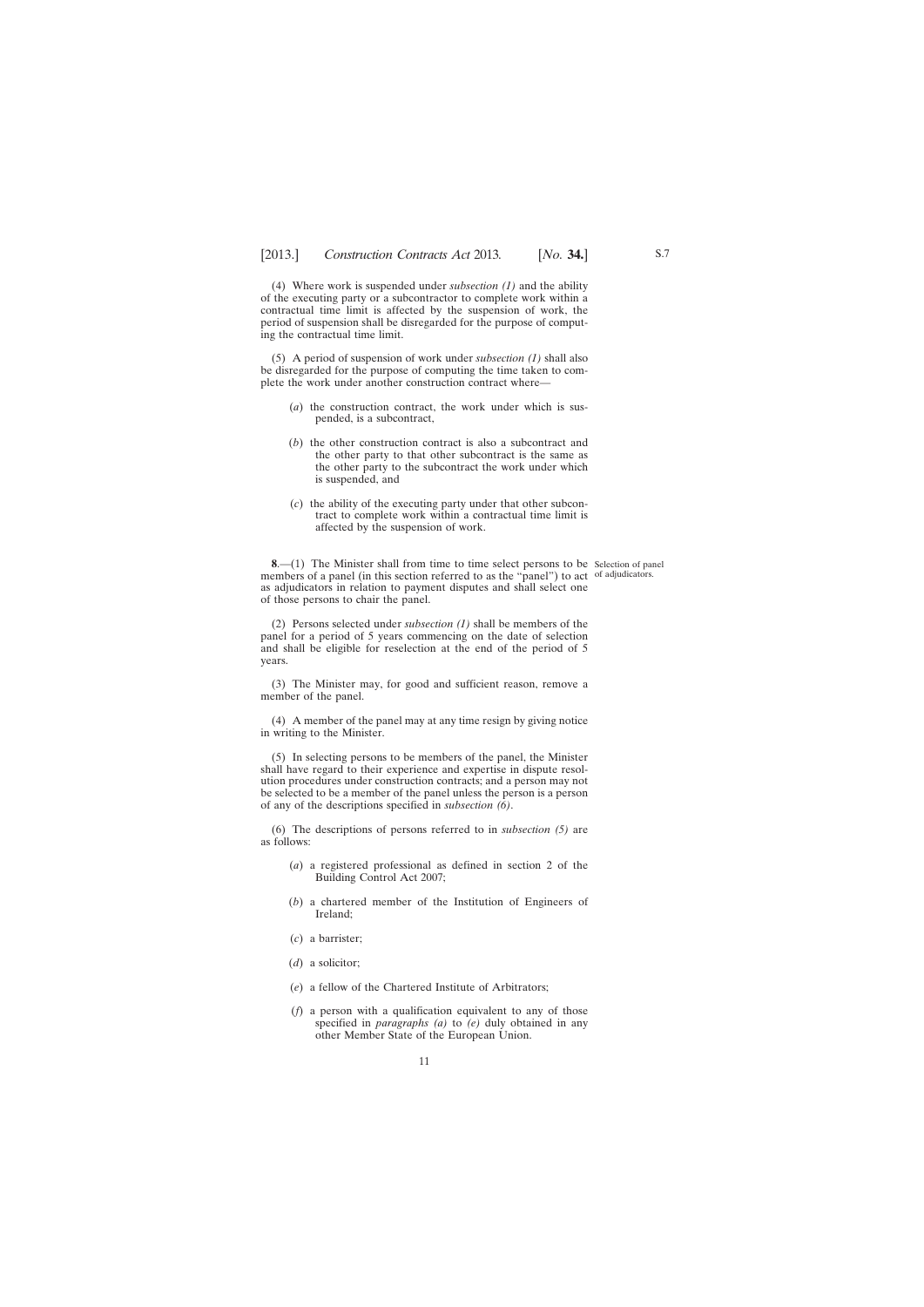(4) Where work is suspended under *subsection (1)* and the ability of the executing party or a subcontractor to complete work within a contractual time limit is affected by the suspension of work, the period of suspension shall be disregarded for the purpose of computing the contractual time limit.

(5) A period of suspension of work under *subsection (1)* shall also be disregarded for the purpose of computing the time taken to complete the work under another construction contract where—

(*a*) the construction contract, the work under which is suspended, is a subcontract,

(*b*) the other construction contract is also a subcontract and the other party to that other subcontract is the same as the other party to the subcontract the work under which is suspended, and

(*c*) the ability of the executing party under that other subcontract to complete work within a contractual time limit is affected by the suspension of work.

Selection of panel of adjudicators.

**8**.—(1) The Minister shall from time to time select persons to be members of a panel (in this section referred to as the "panel") to act as adjudicators in relation to payment disputes and shall select one of those persons to chair the panel.

(2) Persons selected under *subsection (1)* shall be members of the panel for a period of 5 years commencing on the date of selection and shall be eligible for reselection at the end of the period of 5 years.

(3) The Minister may, for good and sufficient reason, remove a member of the panel.

(4) A member of the panel may at any time resign by giving notice in writing to the Minister.

(5) In selecting persons to be members of the panel, the Minister shall have regard to their experience and expertise in dispute resolution procedures under construction contracts; and a person may not be selected to be a member of the panel unless the person is a person of any of the descriptions specified in *subsection (6)*.

(6) The descriptions of persons referred to in *subsection (5)* are as follows:

(*a*) a registered professional as defined in section 2 of the Building Control Act 2007;

(*b*) a chartered member of the Institution of Engineers of Ireland;

(*c*) a barrister;

(*d*) a solicitor;

(*e*) a fellow of the Chartered Institute of Arbitrators;

(*f*) a person with a qualification equivalent to any of those specified in *paragraphs (a)* to *(e)* duly obtained in any other Member State of the European Union.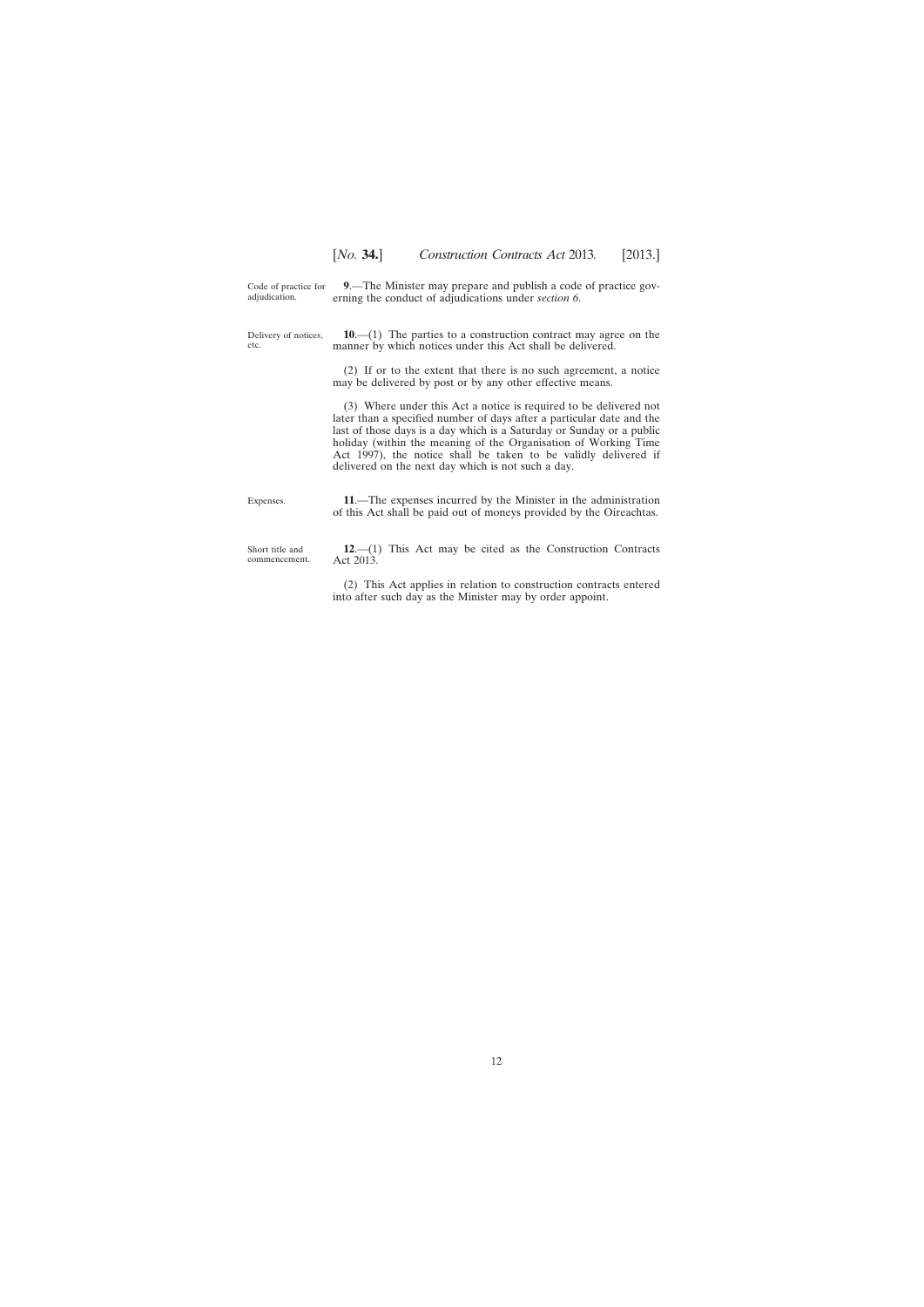**Code of practice for adjudication.**

**9**.—The Minister may prepare and publish a code of practice governing the conduct of adjudications under *section 6*.

**Delivery of notices, etc.**

**10**.—(1) The parties to a construction contract may agree on the manner by which notices under this Act shall be delivered.

(2) If or to the extent that there is no such agreement, a notice may be delivered by post or by any other effective means.

(3) Where under this Act a notice is required to be delivered not later than a specified number of days after a particular date and the last of those days is a day which is a Saturday or Sunday or a public holiday (within the meaning of the Organisation of Working Time Act 1997), the notice shall be taken to be validly delivered if delivered on the next day which is not such a day.

**Expenses.**

**11**.—The expenses incurred by the Minister in the administration of this Act shall be paid out of moneys provided by the Oireachtas.

**Short title and commencement.**

**12**.—(1) This Act may be cited as the Construction Contracts Act 2013.

(2) This Act applies in relation to construction contracts entered into after such day as the Minister may by order appoint.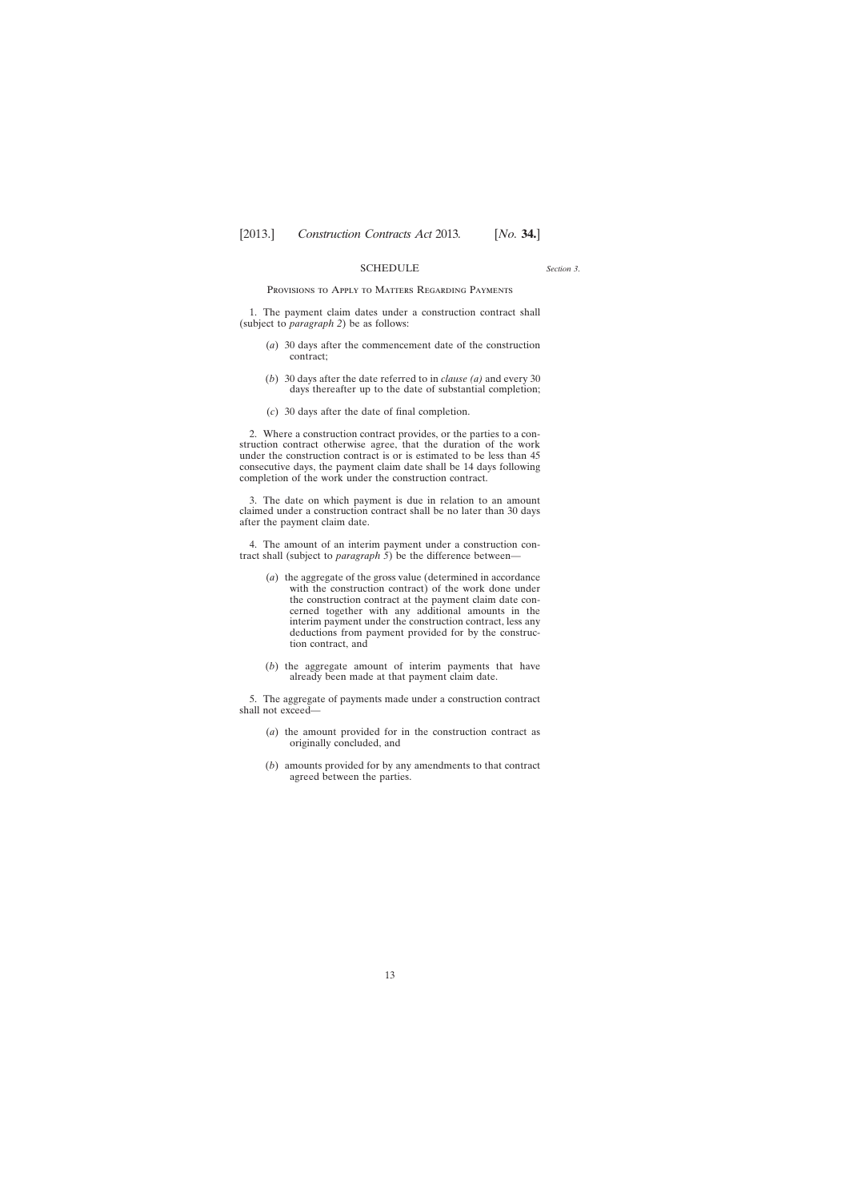## SCHEDULE

*Section 3.*

### Provisions to Apply to Matters Regarding Payments

1. The payment claim dates under a construction contract shall (subject to *paragraph 2*) be as follows:

   (*a*) 30 days after the commencement date of the construction contract;

   (*b*) 30 days after the date referred to in *clause (a)* and every 30 days thereafter up to the date of substantial completion;

   (*c*) 30 days after the date of final completion.

2. Where a construction contract provides, or the parties to a construction contract otherwise agree, that the duration of the work under the construction contract is or is estimated to be less than 45 consecutive days, the payment claim date shall be 14 days following completion of the work under the construction contract.

3. The date on which payment is due in relation to an amount claimed under a construction contract shall be no later than 30 days after the payment claim date.

4. The amount of an interim payment under a construction contract shall (subject to *paragraph 5*) be the difference between—

   (*a*) the aggregate of the gross value (determined in accordance with the construction contract) of the work done under the construction contract at the payment claim date concerned together with any additional amounts in the interim payment under the construction contract, less any deductions from payment provided for by the construction contract, and

   (*b*) the aggregate amount of interim payments that have already been made at that payment claim date.

5. The aggregate of payments made under a construction contract shall not exceed—

   (*a*) the amount provided for in the construction contract as originally concluded, and

   (*b*) amounts provided for by any amendments to that contract agreed between the parties.